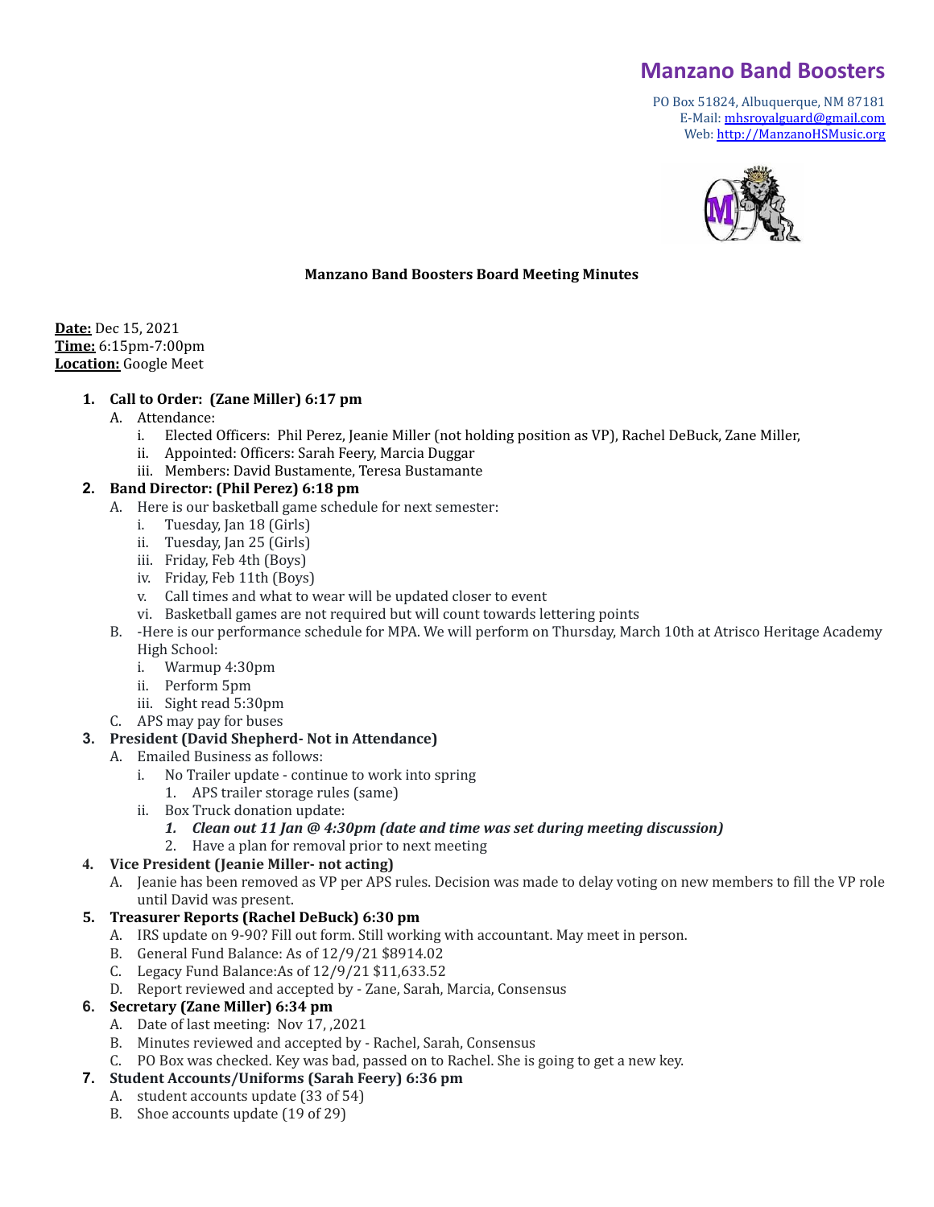# Manzano Band Boosters

PO Box 51824, Albuquerque, NM 87181
E-Mail: mhsroyalguard@gmail.com
Web: http://ManzanoHSMusic.org

**Manzano Band Boosters Board Meeting Minutes**

**Date:** Dec 15, 2021
**Time:** 6:15pm-7:00pm
**Location:** Google Meet

1. **Call to Order: (Zane Miller) 6:17 pm**
   A. Attendance:
      i. Elected Officers: Phil Perez, Jeanie Miller (not holding position as VP), Rachel DeBuck, Zane Miller,
      ii. Appointed: Officers: Sarah Feery, Marcia Duggar
      iii. Members: David Bustamente, Teresa Bustamante
2. **Band Director: (Phil Perez) 6:18 pm**
   A. Here is our basketball game schedule for next semester:
      i. Tuesday, Jan 18 (Girls)
      ii. Tuesday, Jan 25 (Girls)
      iii. Friday, Feb 4th (Boys)
      iv. Friday, Feb 11th (Boys)
      v. Call times and what to wear will be updated closer to event
      vi. Basketball games are not required but will count towards lettering points
   B. -Here is our performance schedule for MPA. We will perform on Thursday, March 10th at Atrisco Heritage Academy High School:
      i. Warmup 4:30pm
      ii. Perform 5pm
      iii. Sight read 5:30pm
   C. APS may pay for buses
3. **President (David Shepherd- Not in Attendance)**
   A. Emailed Business as follows:
      i. No Trailer update - continue to work into spring
         1. APS trailer storage rules (same)
      ii. Box Truck donation update:
         1. ***Clean out 11 Jan @ 4:30pm (date and time was set during meeting discussion)***
         2. Have a plan for removal prior to next meeting
4. **Vice President (Jeanie Miller- not acting)**
   A. Jeanie has been removed as VP per APS rules. Decision was made to delay voting on new members to fill the VP role until David was present.
5. **Treasurer Reports (Rachel DeBuck) 6:30 pm**
   A. IRS update on 9-90? Fill out form. Still working with accountant. May meet in person.
   B. General Fund Balance: As of 12/9/21 $8914.02
   C. Legacy Fund Balance:As of 12/9/21 $11,633.52
   D. Report reviewed and accepted by - Zane, Sarah, Marcia, Consensus
6. **Secretary (Zane Miller) 6:34 pm**
   A. Date of last meeting: Nov 17, ,2021
   B. Minutes reviewed and accepted by - Rachel, Sarah, Consensus
   C. PO Box was checked. Key was bad, passed on to Rachel. She is going to get a new key.
7. **Student Accounts/Uniforms (Sarah Feery) 6:36 pm**
   A. student accounts update (33 of 54)
   B. Shoe accounts update (19 of 29)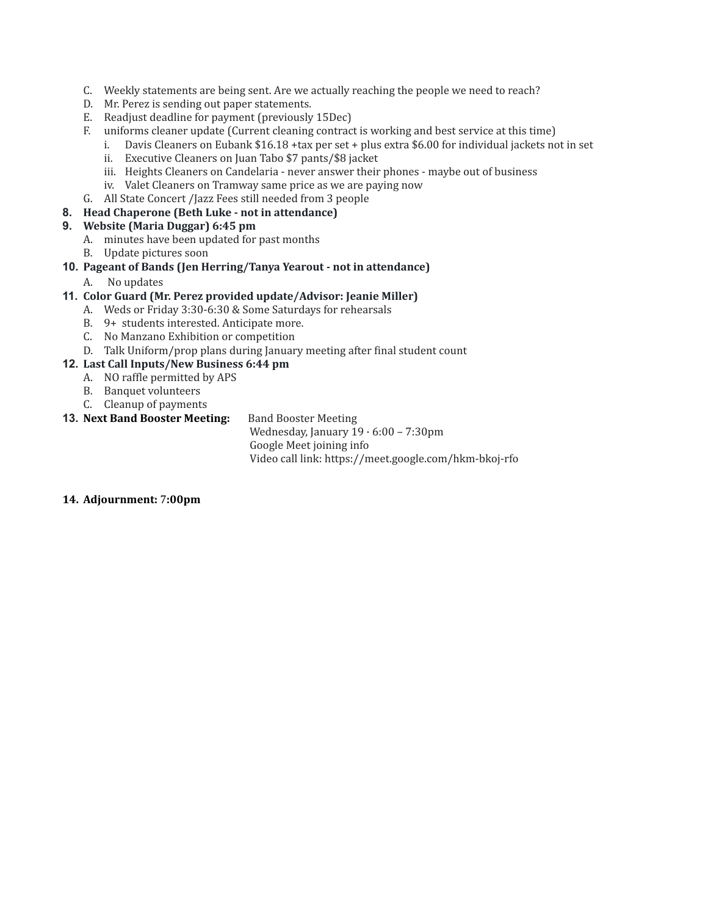C. Weekly statements are being sent. Are we actually reaching the people we need to reach?
D. Mr. Perez is sending out paper statements.
E. Readjust deadline for payment (previously 15Dec)
F. uniforms cleaner update (Current cleaning contract is working and best service at this time)
    i. Davis Cleaners on Eubank $16.18 +tax per set + plus extra $6.00 for individual jackets not in set
    ii. Executive Cleaners on Juan Tabo $7 pants/$8 jacket
    iii. Heights Cleaners on Candelaria - never answer their phones - maybe out of business
    iv. Valet Cleaners on Tramway same price as we are paying now
G. All State Concert /Jazz Fees still needed from 3 people

8. **Head Chaperone (Beth Luke - not in attendance)**
9. **Website (Maria Duggar) 6:45 pm**
    A. minutes have been updated for past months
    B. Update pictures soon
10. **Pageant of Bands (Jen Herring/Tanya Yearout - not in attendance)**
    A. No updates
11. **Color Guard (Mr. Perez provided update/Advisor: Jeanie Miller)**
    A. Weds or Friday 3:30-6:30 & Some Saturdays for rehearsals
    B. 9+ students interested. Anticipate more.
    C. No Manzano Exhibition or competition
    D. Talk Uniform/prop plans during January meeting after final student count
12. **Last Call Inputs/New Business 6:44 pm**
    A. NO raffle permitted by APS
    B. Banquet volunteers
    C. Cleanup of payments
13. **Next Band Booster Meeting:** Band Booster Meeting
    Wednesday, January 19 · 6:00 – 7:30pm
    Google Meet joining info
    Video call link: https://meet.google.com/hkm-bkoj-rfo

14. **Adjournment: 7:00pm**